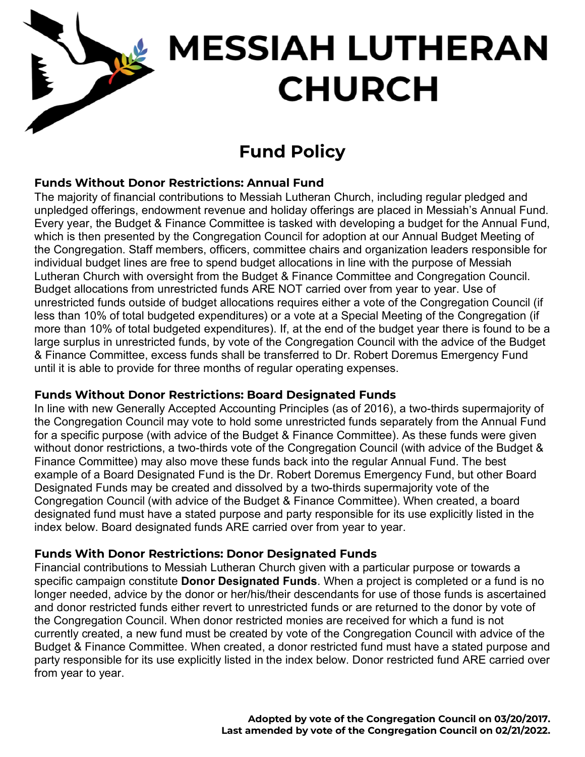# MESSIAH LUTHERAN CHURCH

## Fund Policy

### Funds Without Donor Restrictions: Annual Fund

The majority of financial contributions to Messiah Lutheran Church, including regular pledged and unpledged offerings, endowment revenue and holiday offerings are placed in Messiah's Annual Fund. Every year, the Budget & Finance Committee is tasked with developing a budget for the Annual Fund, which is then presented by the Congregation Council for adoption at our Annual Budget Meeting of the Congregation. Staff members, officers, committee chairs and organization leaders responsible for individual budget lines are free to spend budget allocations in line with the purpose of Messiah Lutheran Church with oversight from the Budget & Finance Committee and Congregation Council. Budget allocations from unrestricted funds ARE NOT carried over from year to year. Use of unrestricted funds outside of budget allocations requires either a vote of the Congregation Council (if less than 10% of total budgeted expenditures) or a vote at a Special Meeting of the Congregation (if more than 10% of total budgeted expenditures). If, at the end of the budget year there is found to be a large surplus in unrestricted funds, by vote of the Congregation Council with the advice of the Budget & Finance Committee, excess funds shall be transferred to Dr. Robert Doremus Emergency Fund until it is able to provide for three months of regular operating expenses.

### Funds Without Donor Restrictions: Board Designated Funds

In line with new Generally Accepted Accounting Principles (as of 2016), a two-thirds supermajority of the Congregation Council may vote to hold some unrestricted funds separately from the Annual Fund for a specific purpose (with advice of the Budget & Finance Committee). As these funds were given without donor restrictions, a two-thirds vote of the Congregation Council (with advice of the Budget & Finance Committee) may also move these funds back into the regular Annual Fund. The best example of a Board Designated Fund is the Dr. Robert Doremus Emergency Fund, but other Board Designated Funds may be created and dissolved by a two-thirds supermajority vote of the Congregation Council (with advice of the Budget & Finance Committee). When created, a board designated fund must have a stated purpose and party responsible for its use explicitly listed in the index below. Board designated funds ARE carried over from year to year.

### Funds With Donor Restrictions: Donor Designated Funds

Financial contributions to Messiah Lutheran Church given with a particular purpose or towards a specific campaign constitute **Donor Designated Funds**. When a project is completed or a fund is no longer needed, advice by the donor or her/his/their descendants for use of those funds is ascertained and donor restricted funds either revert to unrestricted funds or are returned to the donor by vote of the Congregation Council. When donor restricted monies are received for which a fund is not currently created, a new fund must be created by vote of the Congregation Council with advice of the Budget & Finance Committee. When created, a donor restricted fund must have a stated purpose and party responsible for its use explicitly listed in the index below. Donor restricted fund ARE carried over from year to year.

**Adopted by vote of the Congregation Council on 03/20/2017.**
**Last amended by vote of the Congregation Council on 02/21/2022.**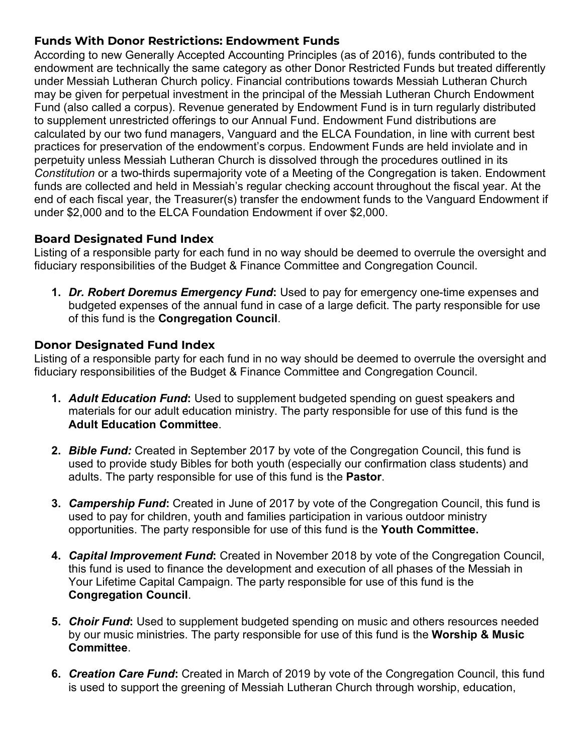### Funds With Donor Restrictions: Endowment Funds

According to new Generally Accepted Accounting Principles (as of 2016), funds contributed to the endowment are technically the same category as other Donor Restricted Funds but treated differently under Messiah Lutheran Church policy. Financial contributions towards Messiah Lutheran Church may be given for perpetual investment in the principal of the Messiah Lutheran Church Endowment Fund (also called a corpus). Revenue generated by Endowment Fund is in turn regularly distributed to supplement unrestricted offerings to our Annual Fund. Endowment Fund distributions are calculated by our two fund managers, Vanguard and the ELCA Foundation, in line with current best practices for preservation of the endowment's corpus. Endowment Funds are held inviolate and in perpetuity unless Messiah Lutheran Church is dissolved through the procedures outlined in its *Constitution* or a two-thirds supermajority vote of a Meeting of the Congregation is taken. Endowment funds are collected and held in Messiah's regular checking account throughout the fiscal year. At the end of each fiscal year, the Treasurer(s) transfer the endowment funds to the Vanguard Endowment if under $2,000 and to the ELCA Foundation Endowment if over $2,000.

### Board Designated Fund Index

Listing of a responsible party for each fund in no way should be deemed to overrule the oversight and fiduciary responsibilities of the Budget & Finance Committee and Congregation Council.

1. ***Dr. Robert Doremus Emergency Fund*:** Used to pay for emergency one-time expenses and budgeted expenses of the annual fund in case of a large deficit. The party responsible for use of this fund is the **Congregation Council**.

### Donor Designated Fund Index

Listing of a responsible party for each fund in no way should be deemed to overrule the oversight and fiduciary responsibilities of the Budget & Finance Committee and Congregation Council.

1. ***Adult Education Fund*:** Used to supplement budgeted spending on guest speakers and materials for our adult education ministry. The party responsible for use of this fund is the **Adult Education Committee**.

2. ***Bible Fund:*** Created in September 2017 by vote of the Congregation Council, this fund is used to provide study Bibles for both youth (especially our confirmation class students) and adults. The party responsible for use of this fund is the **Pastor**.

3. ***Campership Fund*:** Created in June of 2017 by vote of the Congregation Council, this fund is used to pay for children, youth and families participation in various outdoor ministry opportunities. The party responsible for use of this fund is the **Youth Committee.**

4. ***Capital Improvement Fund*:** Created in November 2018 by vote of the Congregation Council, this fund is used to finance the development and execution of all phases of the Messiah in Your Lifetime Capital Campaign. The party responsible for use of this fund is the **Congregation Council**.

5. ***Choir Fund*:** Used to supplement budgeted spending on music and others resources needed by our music ministries. The party responsible for use of this fund is the **Worship & Music Committee**.

6. ***Creation Care Fund*:** Created in March of 2019 by vote of the Congregation Council, this fund is used to support the greening of Messiah Lutheran Church through worship, education,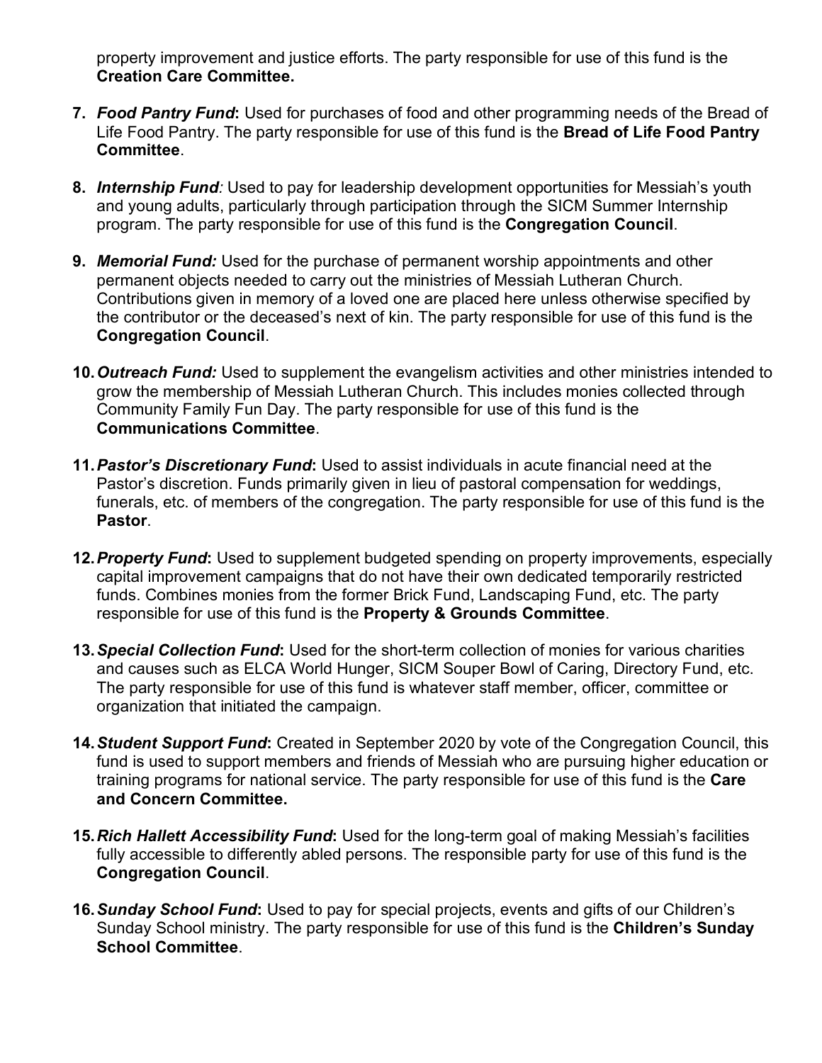property improvement and justice efforts. The party responsible for use of this fund is the **Creation Care Committee.**

7. ***Food Pantry Fund*:** Used for purchases of food and other programming needs of the Bread of Life Food Pantry. The party responsible for use of this fund is the **Bread of Life Food Pantry Committee**.

8. ***Internship Fund*:** Used to pay for leadership development opportunities for Messiah's youth and young adults, particularly through participation through the SICM Summer Internship program. The party responsible for use of this fund is the **Congregation Council**.

9. ***Memorial Fund:*** Used for the purchase of permanent worship appointments and other permanent objects needed to carry out the ministries of Messiah Lutheran Church. Contributions given in memory of a loved one are placed here unless otherwise specified by the contributor or the deceased's next of kin. The party responsible for use of this fund is the **Congregation Council**.

10. ***Outreach Fund:*** Used to supplement the evangelism activities and other ministries intended to grow the membership of Messiah Lutheran Church. This includes monies collected through Community Family Fun Day. The party responsible for use of this fund is the **Communications Committee**.

11. ***Pastor's Discretionary Fund*:** Used to assist individuals in acute financial need at the Pastor's discretion. Funds primarily given in lieu of pastoral compensation for weddings, funerals, etc. of members of the congregation. The party responsible for use of this fund is the **Pastor**.

12. ***Property Fund*:** Used to supplement budgeted spending on property improvements, especially capital improvement campaigns that do not have their own dedicated temporarily restricted funds. Combines monies from the former Brick Fund, Landscaping Fund, etc. The party responsible for use of this fund is the **Property & Grounds Committee**.

13. ***Special Collection Fund*:** Used for the short-term collection of monies for various charities and causes such as ELCA World Hunger, SICM Souper Bowl of Caring, Directory Fund, etc. The party responsible for use of this fund is whatever staff member, officer, committee or organization that initiated the campaign.

14. ***Student Support Fund*:** Created in September 2020 by vote of the Congregation Council, this fund is used to support members and friends of Messiah who are pursuing higher education or training programs for national service. The party responsible for use of this fund is the **Care and Concern Committee.**

15. ***Rich Hallett Accessibility Fund*:** Used for the long-term goal of making Messiah's facilities fully accessible to differently abled persons. The responsible party for use of this fund is the **Congregation Council**.

16. ***Sunday School Fund*:** Used to pay for special projects, events and gifts of our Children's Sunday School ministry. The party responsible for use of this fund is the **Children's Sunday School Committee**.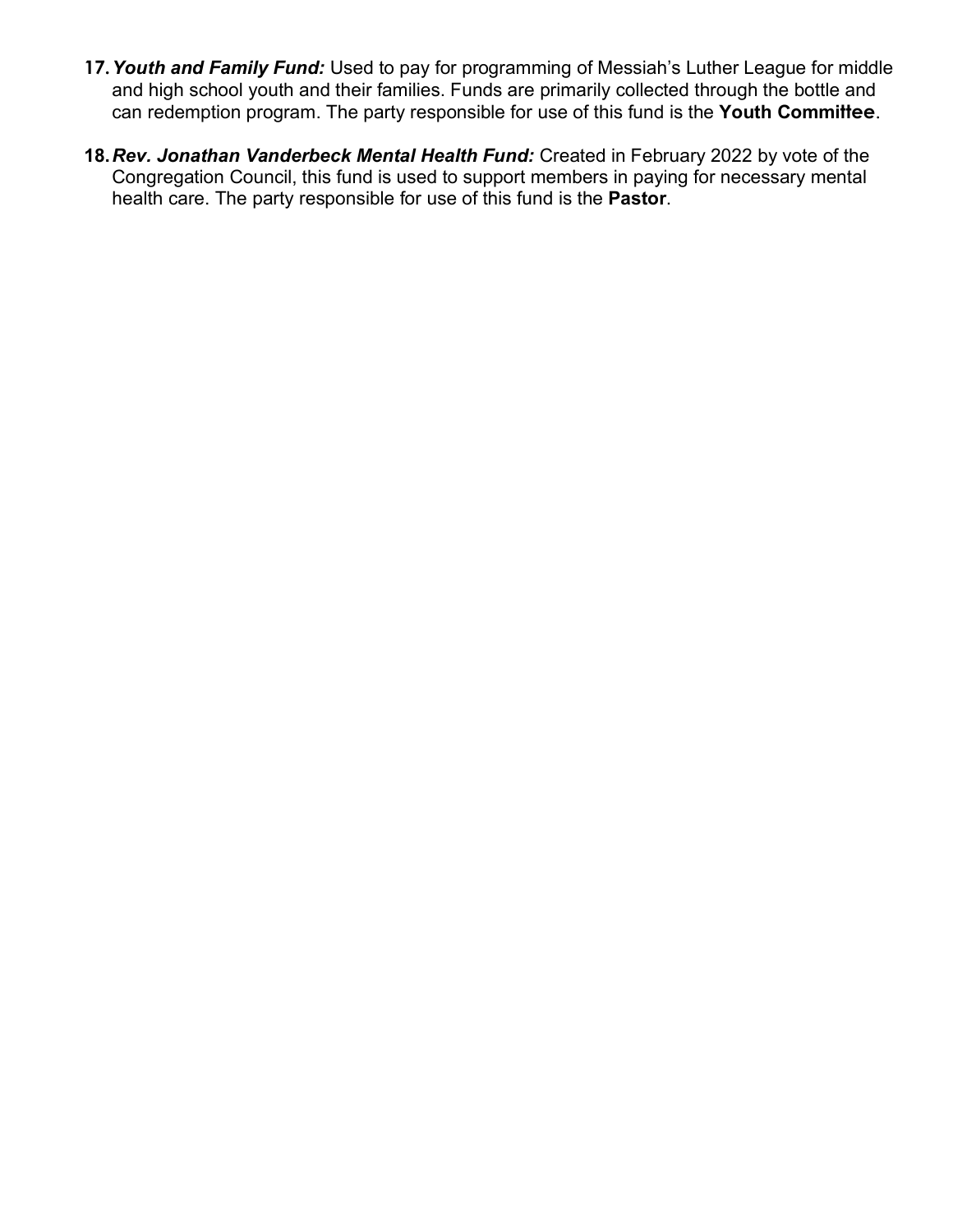17. ***Youth and Family Fund:*** Used to pay for programming of Messiah's Luther League for middle and high school youth and their families. Funds are primarily collected through the bottle and can redemption program. The party responsible for use of this fund is the **Youth Committee**.

18. ***Rev. Jonathan Vanderbeck Mental Health Fund:*** Created in February 2022 by vote of the Congregation Council, this fund is used to support members in paying for necessary mental health care. The party responsible for use of this fund is the **Pastor**.